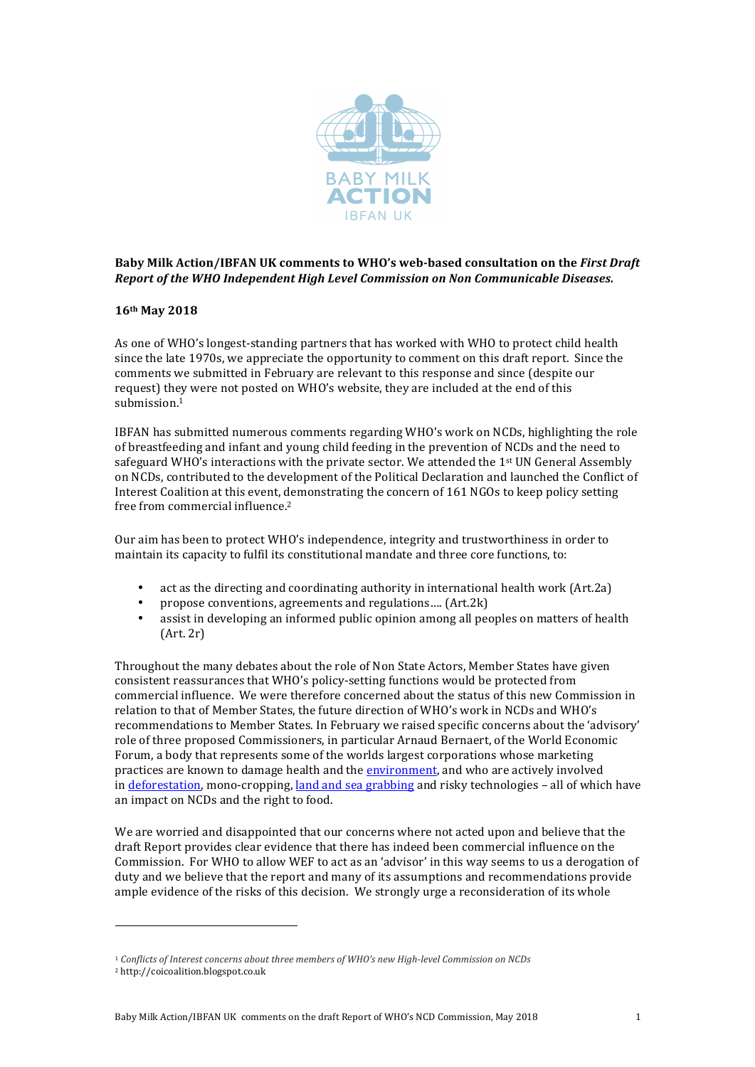BABY MILK ACTION IBFAN UK

**Baby Milk Action/IBFAN UK comments to WHO's web-based consultation on the *First Draft Report of the WHO Independent High Level Commission on Non Communicable Diseases.***

**16th May 2018**

As one of WHO's longest-standing partners that has worked with WHO to protect child health since the late 1970s, we appreciate the opportunity to comment on this draft report. Since the comments we submitted in February are relevant to this response and since (despite our request) they were not posted on WHO's website, they are included at the end of this submission.[1]

IBFAN has submitted numerous comments regarding WHO's work on NCDs, highlighting the role of breastfeeding and infant and young child feeding in the prevention of NCDs and the need to safeguard WHO's interactions with the private sector. We attended the 1st UN General Assembly on NCDs, contributed to the development of the Political Declaration and launched the Conflict of Interest Coalition at this event, demonstrating the concern of 161 NGOs to keep policy setting free from commercial influence.[2]

Our aim has been to protect WHO's independence, integrity and trustworthiness in order to maintain its capacity to fulfil its constitutional mandate and three core functions, to:

- act as the directing and coordinating authority in international health work (Art.2a)
- propose conventions, agreements and regulations…. (Art.2k)
- assist in developing an informed public opinion among all peoples on matters of health (Art. 2r)

Throughout the many debates about the role of Non State Actors, Member States have given consistent reassurances that WHO's policy-setting functions would be protected from commercial influence. We were therefore concerned about the status of this new Commission in relation to that of Member States, the future direction of WHO's work in NCDs and WHO's recommendations to Member States. In February we raised specific concerns about the 'advisory' role of three proposed Commissioners, in particular Arnaud Bernaert, of the World Economic Forum, a body that represents some of the worlds largest corporations whose marketing practices are known to damage health and the environment, and who are actively involved in deforestation, mono-cropping, land and sea grabbing and risky technologies – all of which have an impact on NCDs and the right to food.

We are worried and disappointed that our concerns where not acted upon and believe that the draft Report provides clear evidence that there has indeed been commercial influence on the Commission. For WHO to allow WEF to act as an 'advisor' in this way seems to us a derogation of duty and we believe that the report and many of its assumptions and recommendations provide ample evidence of the risks of this decision. We strongly urge a reconsideration of its whole

[1] *Conflicts of Interest concerns about three members of WHO's new High-level Commission on NCDs*

[2] http://coicoalition.blogspot.co.uk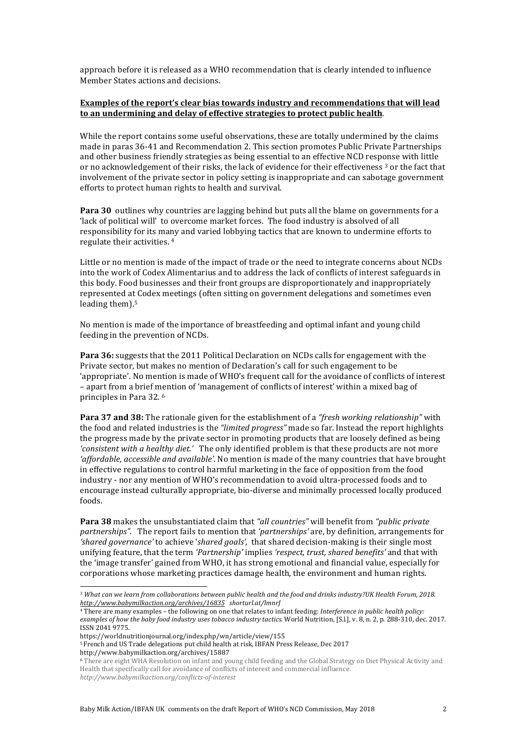approach before it is released as a WHO recommendation that is clearly intended to influence Member States actions and decisions.

**Examples of the report's clear bias towards industry and recommendations that will lead to an undermining and delay of effective strategies to protect public health.**

While the report contains some useful observations, these are totally undermined by the claims made in paras 36-41 and Recommendation 2. This section promotes Public Private Partnerships and other business friendly strategies as being essential to an effective NCD response with little or no acknowledgement of their risks, the lack of evidence for their effectiveness [3] or the fact that involvement of the private sector in policy setting is inappropriate and can sabotage government efforts to protect human rights to health and survival.

**Para 30** outlines why countries are lagging behind but puts all the blame on governments for a 'lack of political will' to overcome market forces. The food industry is absolved of all responsibility for its many and varied lobbying tactics that are known to undermine efforts to regulate their activities. [4]

Little or no mention is made of the impact of trade or the need to integrate concerns about NCDs into the work of Codex Alimentarius and to address the lack of conflicts of interest safeguards in this body. Food businesses and their front groups are disproportionately and inappropriately represented at Codex meetings (often sitting on government delegations and sometimes even leading them).[5]

No mention is made of the importance of breastfeeding and optimal infant and young child feeding in the prevention of NCDs.

**Para 36:** suggests that the 2011 Political Declaration on NCDs calls for engagement with the Private sector, but makes no mention of Declaration's call for such engagement to be 'appropriate'. No mention is made of WHO's frequent call for the avoidance of conflicts of interest – apart from a brief mention of 'management of conflicts of interest' within a mixed bag of principles in Para 32. [6]

**Para 37 and 38:** The rationale given for the establishment of a *"fresh working relationship"* with the food and related industries is the *"limited progress"* made so far. Instead the report highlights the progress made by the private sector in promoting products that are loosely defined as being *'consistent with a healthy diet.'* The only identified problem is that these products are not more *'affordable, accessible and available'*. No mention is made of the many countries that have brought in effective regulations to control harmful marketing in the face of opposition from the food industry - nor any mention of WHO's recommendation to avoid ultra-processed foods and to encourage instead culturally appropriate, bio-diverse and minimally processed locally produced foods.

**Para 38** makes the unsubstantiated claim that *"all countries"* will benefit from *"public private partnerships"*. The report fails to mention that *'partnerships'* are, by definition, arrangements for *'shared governance'* to achieve '*shared goals*', that shared decision-making is their single most unifying feature, that the term *'Partnership'* implies *'respect, trust, shared benefits'* and that with the 'image transfer' gained from WHO, it has strong emotional and financial value, especially for corporations whose marketing practices damage health, the environment and human rights.

---

[3] *What can we learn from collaborations between public health and the food and drinks industry?UK Health Forum, 2018. http://www.babymilkaction.org/archives/16835 shorturl.at/lmnrJ*

[4] There are many examples – the following on one that relates to infant feeding: *Interference in public health policy: examples of how the baby food industry uses tobacco industry tactics.* World Nutrition, [S.l.], v. 8, n. 2, p. 288-310, dec. 2017. ISSN 2041 9775.
https://worldnutritionjournal.org/index.php/wn/article/view/155

[5] French and US Trade delegations put child health at risk, IBFAN Press Release, Dec 2017
http://www.babymilkaction.org/archives/15887

[6] There are eight WHA Resolution on infant and young child feeding and the Global Strategy on Diet Physical Activity and Health that specifically call for avoidance of conflicts of interest and commercial influence.
*http://www.babymilkaction.org/conflicts-of-interest*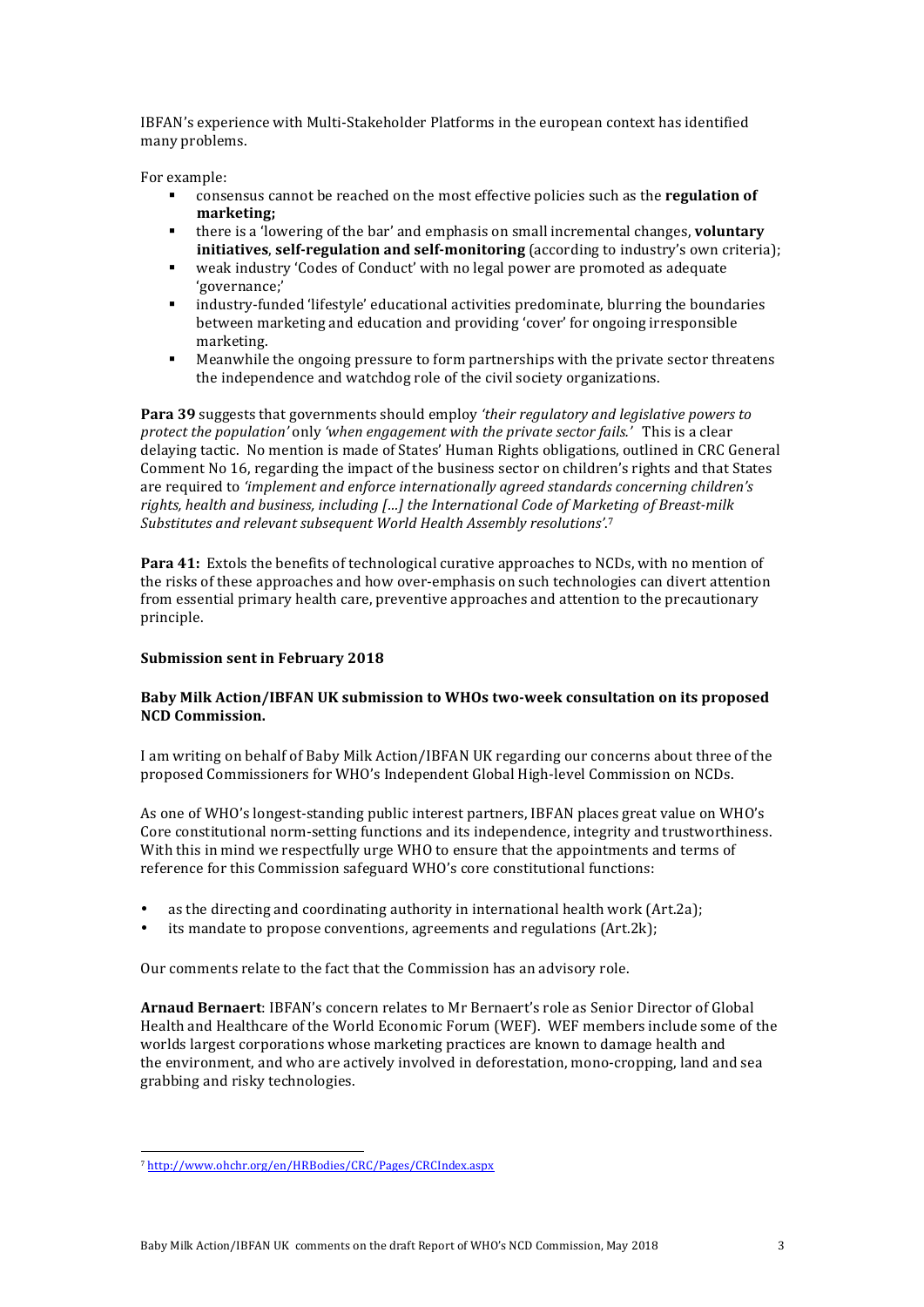IBFAN's experience with Multi-Stakeholder Platforms in the european context has identified many problems.

For example:

- consensus cannot be reached on the most effective policies such as the **regulation of marketing;**
- there is a 'lowering of the bar' and emphasis on small incremental changes, **voluntary initiatives**, **self-regulation and self-monitoring** (according to industry's own criteria);
- weak industry 'Codes of Conduct' with no legal power are promoted as adequate 'governance;'
- industry-funded 'lifestyle' educational activities predominate, blurring the boundaries between marketing and education and providing 'cover' for ongoing irresponsible marketing.
- Meanwhile the ongoing pressure to form partnerships with the private sector threatens the independence and watchdog role of the civil society organizations.

**Para 39** suggests that governments should employ *'their regulatory and legislative powers to protect the population'* only *'when engagement with the private sector fails.'* This is a clear delaying tactic. No mention is made of States' Human Rights obligations, outlined in CRC General Comment No 16, regarding the impact of the business sector on children's rights and that States are required to *'implement and enforce internationally agreed standards concerning children's rights, health and business, including [...] the International Code of Marketing of Breast-milk Substitutes and relevant subsequent World Health Assembly resolutions'*.[7]

**Para 41:** Extols the benefits of technological curative approaches to NCDs, with no mention of the risks of these approaches and how over-emphasis on such technologies can divert attention from essential primary health care, preventive approaches and attention to the precautionary principle.

**Submission sent in February 2018**

**Baby Milk Action/IBFAN UK submission to WHOs two-week consultation on its proposed NCD Commission.**

I am writing on behalf of Baby Milk Action/IBFAN UK regarding our concerns about three of the proposed Commissioners for WHO's Independent Global High-level Commission on NCDs.

As one of WHO's longest-standing public interest partners, IBFAN places great value on WHO's Core constitutional norm-setting functions and its independence, integrity and trustworthiness. With this in mind we respectfully urge WHO to ensure that the appointments and terms of reference for this Commission safeguard WHO's core constitutional functions:

- as the directing and coordinating authority in international health work (Art.2a);
- its mandate to propose conventions, agreements and regulations (Art.2k);

Our comments relate to the fact that the Commission has an advisory role.

**Arnaud Bernaert**: IBFAN's concern relates to Mr Bernaert's role as Senior Director of Global Health and Healthcare of the World Economic Forum (WEF). WEF members include some of the worlds largest corporations whose marketing practices are known to damage health and the environment, and who are actively involved in deforestation, mono-cropping, land and sea grabbing and risky technologies.

---

[7] http://www.ohchr.org/en/HRBodies/CRC/Pages/CRCIndex.aspx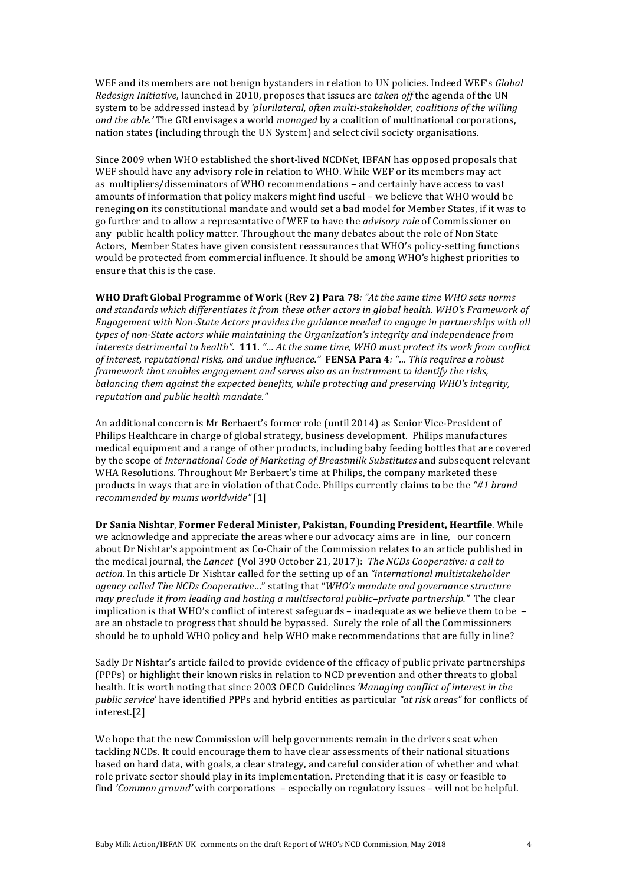WEF and its members are not benign bystanders in relation to UN policies. Indeed WEF's *Global Redesign Initiative*, launched in 2010, proposes that issues are *taken off* the agenda of the UN system to be addressed instead by *'plurilateral, often multi-stakeholder, coalitions of the willing and the able.'* The GRI envisages a world *managed* by a coalition of multinational corporations, nation states (including through the UN System) and select civil society organisations.

Since 2009 when WHO established the short-lived NCDNet, IBFAN has opposed proposals that WEF should have any advisory role in relation to WHO. While WEF or its members may act as multipliers/disseminators of WHO recommendations – and certainly have access to vast amounts of information that policy makers might find useful – we believe that WHO would be reneging on its constitutional mandate and would set a bad model for Member States, if it was to go further and to allow a representative of WEF to have the *advisory role* of Commissioner on any public health policy matter. Throughout the many debates about the role of Non State Actors, Member States have given consistent reassurances that WHO's policy-setting functions would be protected from commercial influence. It should be among WHO's highest priorities to ensure that this is the case.

**WHO Draft Global Programme of Work (Rev 2) Para 78***: "At the same time WHO sets norms and standards which differentiates it from these other actors in global health. WHO's Framework of Engagement with Non-State Actors provides the guidance needed to engage in partnerships with all types of non-State actors while maintaining the Organization's integrity and independence from interests detrimental to health".* **111***. "… At the same time, WHO must protect its work from conflict of interest, reputational risks, and undue influence."* **FENSA Para 4***: "… This requires a robust framework that enables engagement and serves also as an instrument to identify the risks, balancing them against the expected benefits, while protecting and preserving WHO's integrity, reputation and public health mandate."*

An additional concern is Mr Berbaert's former role (until 2014) as Senior Vice-President of Philips Healthcare in charge of global strategy, business development. Philips manufactures medical equipment and a range of other products, including baby feeding bottles that are covered by the scope of *International Code of Marketing of Breastmilk Substitutes* and subsequent relevant WHA Resolutions. Throughout Mr Berbaert's time at Philips, the company marketed these products in ways that are in violation of that Code. Philips currently claims to be the *"#1 brand recommended by mums worldwide"* [1]

**Dr Sania Nishtar**, **Former Federal Minister, Pakistan, Founding President, Heartfile**. While we acknowledge and appreciate the areas where our advocacy aims are in line, our concern about Dr Nishtar's appointment as Co-Chair of the Commission relates to an article published in the medical journal, the *Lancet* (Vol 390 October 21, 2017): *The NCDs Cooperative: a call to action.* In this article Dr Nishtar called for the setting up of an *"international multistakeholder agency called The NCDs Cooperative*…" stating that "*WHO's mandate and governance structure may preclude it from leading and hosting a multisectoral public–private partnership."* The clear implication is that WHO's conflict of interest safeguards – inadequate as we believe them to be – are an obstacle to progress that should be bypassed. Surely the role of all the Commissioners should be to uphold WHO policy and help WHO make recommendations that are fully in line?

Sadly Dr Nishtar's article failed to provide evidence of the efficacy of public private partnerships (PPPs) or highlight their known risks in relation to NCD prevention and other threats to global health. It is worth noting that since 2003 OECD Guidelines *'Managing conflict of interest in the public service'* have identified PPPs and hybrid entities as particular *"at risk areas"* for conflicts of interest.[2]

We hope that the new Commission will help governments remain in the drivers seat when tackling NCDs. It could encourage them to have clear assessments of their national situations based on hard data, with goals, a clear strategy, and careful consideration of whether and what role private sector should play in its implementation. Pretending that it is easy or feasible to find *'Common ground'* with corporations – especially on regulatory issues – will not be helpful.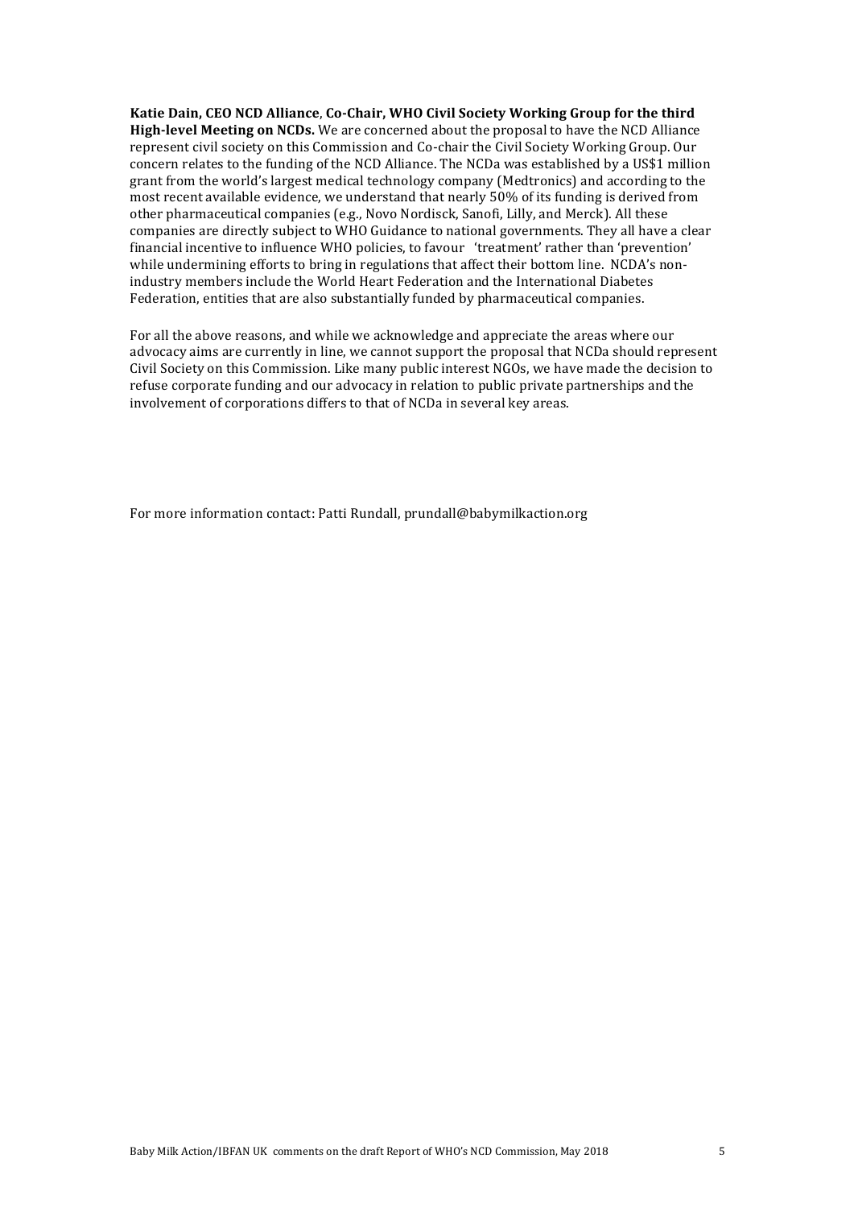**Katie Dain, CEO NCD Alliance**, **Co-Chair, WHO Civil Society Working Group for the third High-level Meeting on NCDs.** We are concerned about the proposal to have the NCD Alliance represent civil society on this Commission and Co-chair the Civil Society Working Group. Our concern relates to the funding of the NCD Alliance. The NCDa was established by a US$1 million grant from the world's largest medical technology company (Medtronics) and according to the most recent available evidence, we understand that nearly 50% of its funding is derived from other pharmaceutical companies (e.g., Novo Nordisck, Sanofi, Lilly, and Merck). All these companies are directly subject to WHO Guidance to national governments. They all have a clear financial incentive to influence WHO policies, to favour 'treatment' rather than 'prevention' while undermining efforts to bring in regulations that affect their bottom line. NCDA's non-industry members include the World Heart Federation and the International Diabetes Federation, entities that are also substantially funded by pharmaceutical companies.

For all the above reasons, and while we acknowledge and appreciate the areas where our advocacy aims are currently in line, we cannot support the proposal that NCDa should represent Civil Society on this Commission. Like many public interest NGOs, we have made the decision to refuse corporate funding and our advocacy in relation to public private partnerships and the involvement of corporations differs to that of NCDa in several key areas.

For more information contact: Patti Rundall, prundall@babymilkaction.org